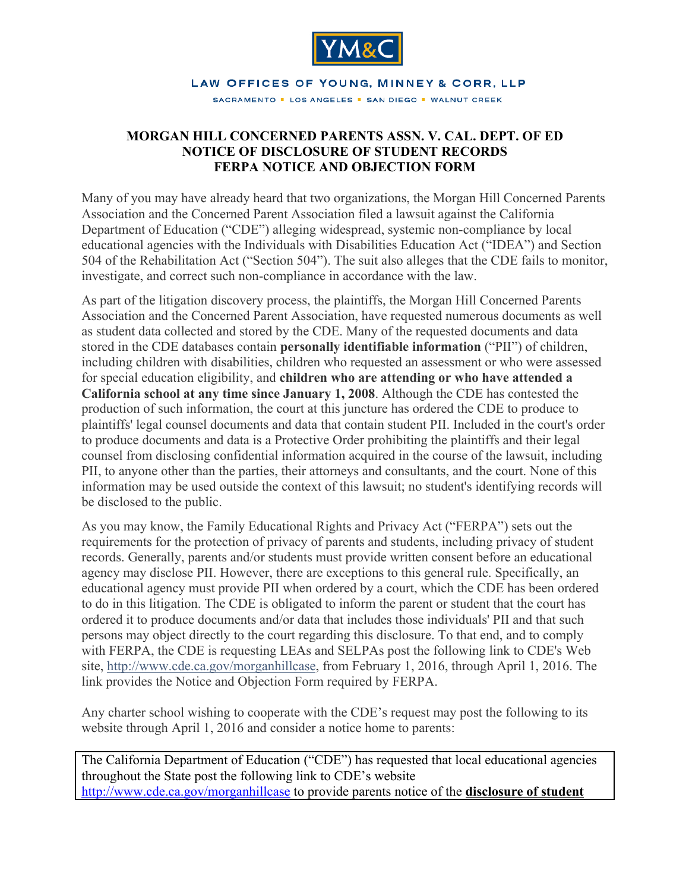YM&C

LAW OFFICES OF YOUNG, MINNEY & CORR, LLP

SACRAMENTO ▪ LOS ANGELES ▪ SAN DIEGO ▪ WALNUT CREEK

# MORGAN HILL CONCERNED PARENTS ASSN. V. CAL. DEPT. OF ED NOTICE OF DISCLOSURE OF STUDENT RECORDS FERPA NOTICE AND OBJECTION FORM

Many of you may have already heard that two organizations, the Morgan Hill Concerned Parents Association and the Concerned Parent Association filed a lawsuit against the California Department of Education ("CDE") alleging widespread, systemic non-compliance by local educational agencies with the Individuals with Disabilities Education Act ("IDEA") and Section 504 of the Rehabilitation Act ("Section 504"). The suit also alleges that the CDE fails to monitor, investigate, and correct such non-compliance in accordance with the law.

As part of the litigation discovery process, the plaintiffs, the Morgan Hill Concerned Parents Association and the Concerned Parent Association, have requested numerous documents as well as student data collected and stored by the CDE. Many of the requested documents and data stored in the CDE databases contain **personally identifiable information** ("PII") of children, including children with disabilities, children who requested an assessment or who were assessed for special education eligibility, and **children who are attending or who have attended a California school at any time since January 1, 2008**. Although the CDE has contested the production of such information, the court at this juncture has ordered the CDE to produce to plaintiffs' legal counsel documents and data that contain student PII. Included in the court's order to produce documents and data is a Protective Order prohibiting the plaintiffs and their legal counsel from disclosing confidential information acquired in the course of the lawsuit, including PII, to anyone other than the parties, their attorneys and consultants, and the court. None of this information may be used outside the context of this lawsuit; no student's identifying records will be disclosed to the public.

As you may know, the Family Educational Rights and Privacy Act ("FERPA") sets out the requirements for the protection of privacy of parents and students, including privacy of student records. Generally, parents and/or students must provide written consent before an educational agency may disclose PII. However, there are exceptions to this general rule. Specifically, an educational agency must provide PII when ordered by a court, which the CDE has been ordered to do in this litigation. The CDE is obligated to inform the parent or student that the court has ordered it to produce documents and/or data that includes those individuals' PII and that such persons may object directly to the court regarding this disclosure. To that end, and to comply with FERPA, the CDE is requesting LEAs and SELPAs post the following link to CDE's Web site, http://www.cde.ca.gov/morganhillcase, from February 1, 2016, through April 1, 2016. The link provides the Notice and Objection Form required by FERPA.

Any charter school wishing to cooperate with the CDE's request may post the following to its website through April 1, 2016 and consider a notice home to parents:

The California Department of Education ("CDE") has requested that local educational agencies throughout the State post the following link to CDE's website http://www.cde.ca.gov/morganhillcase to provide parents notice of the **<u>disclosure of student</u>**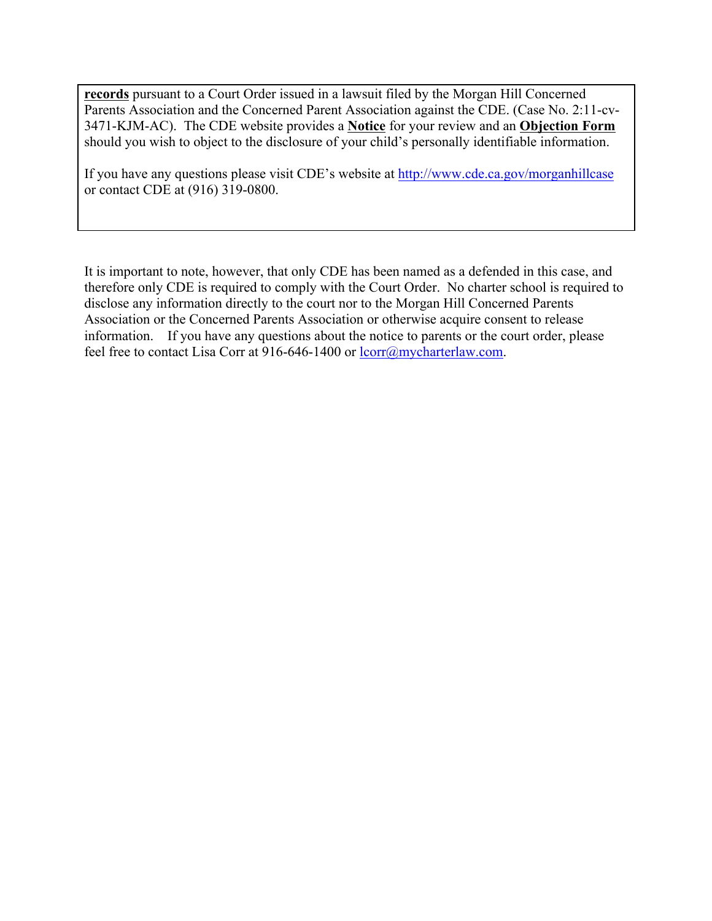**records** pursuant to a Court Order issued in a lawsuit filed by the Morgan Hill Concerned Parents Association and the Concerned Parent Association against the CDE. (Case No. 2:11-cv-3471-KJM-AC). The CDE website provides a **Notice** for your review and an **Objection Form** should you wish to object to the disclosure of your child's personally identifiable information.

If you have any questions please visit CDE's website at http://www.cde.ca.gov/morganhillcase or contact CDE at (916) 319-0800.

It is important to note, however, that only CDE has been named as a defended in this case, and therefore only CDE is required to comply with the Court Order. No charter school is required to disclose any information directly to the court nor to the Morgan Hill Concerned Parents Association or the Concerned Parents Association or otherwise acquire consent to release information. If you have any questions about the notice to parents or the court order, please feel free to contact Lisa Corr at 916-646-1400 or lcorr@mycharterlaw.com.